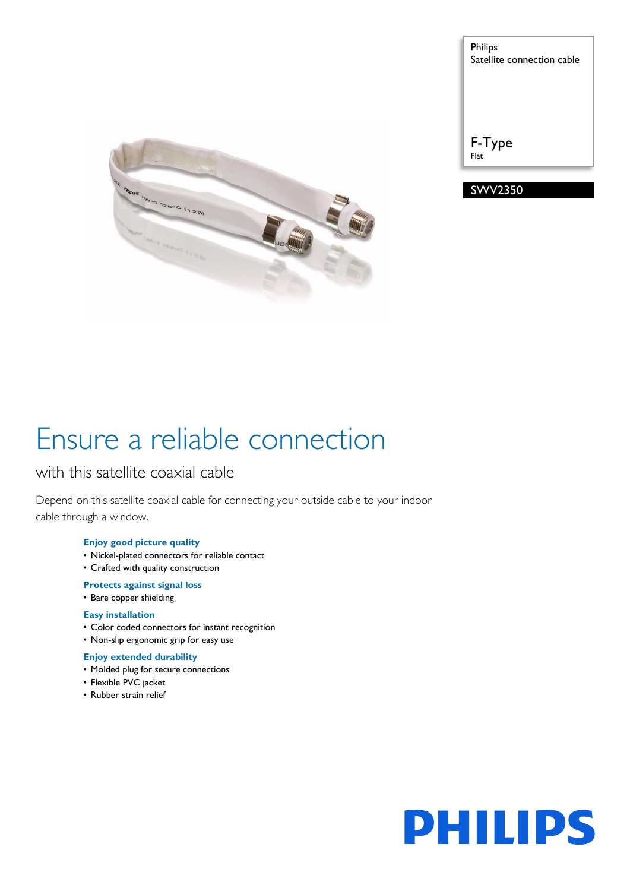Philips
Satellite connection cable

F-Type
Flat

SWV2350

# Ensure a reliable connection

## with this satellite coaxial cable

Depend on this satellite coaxial cable for connecting your outside cable to your indoor cable through a window.

**Enjoy good picture quality**
- Nickel-plated connectors for reliable contact
- Crafted with quality construction

**Protects against signal loss**
- Bare copper shielding

**Easy installation**
- Color coded connectors for instant recognition
- Non-slip ergonomic grip for easy use

**Enjoy extended durability**
- Molded plug for secure connections
- Flexible PVC jacket
- Rubber strain relief

PHILIPS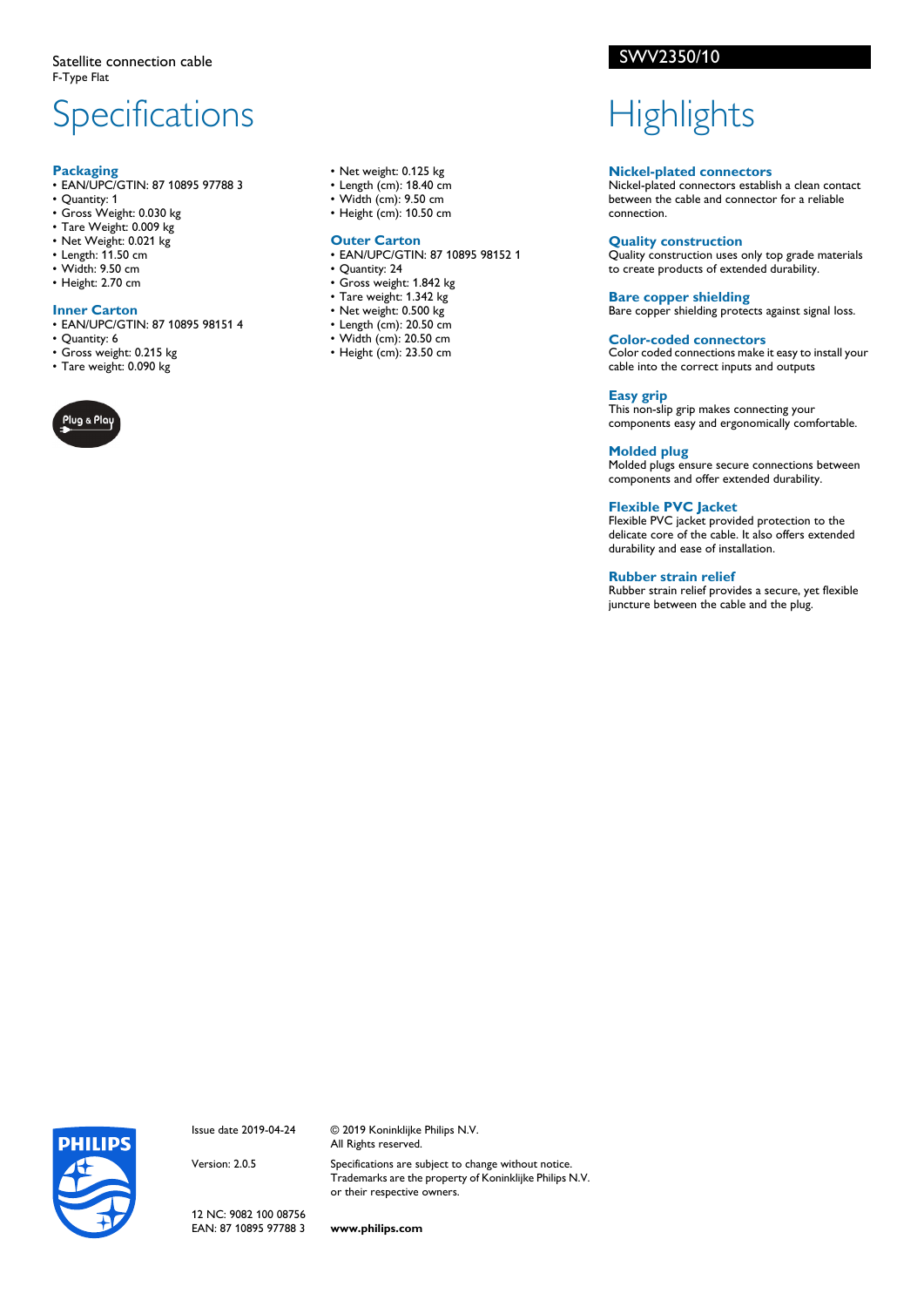Satellite connection cable
F-Type Flat

SWV2350/10

# Specifications

### Packaging

- EAN/UPC/GTIN: 87 10895 97788 3
- Quantity: 1
- Gross Weight: 0.030 kg
- Tare Weight: 0.009 kg
- Net Weight: 0.021 kg
- Length: 11.50 cm
- Width: 9.50 cm
- Height: 2.70 cm

### Inner Carton

- EAN/UPC/GTIN: 87 10895 98151 4
- Quantity: 6
- Gross weight: 0.215 kg
- Tare weight: 0.090 kg
- Net weight: 0.125 kg
- Length (cm): 18.40 cm
- Width (cm): 9.50 cm
- Height (cm): 10.50 cm

### Outer Carton

- EAN/UPC/GTIN: 87 10895 98152 1
- Quantity: 24
- Gross weight: 1.842 kg
- Tare weight: 1.342 kg
- Net weight: 0.500 kg
- Length (cm): 20.50 cm
- Width (cm): 20.50 cm
- Height (cm): 23.50 cm

Plug & Play

# Highlights

### Nickel-plated connectors

Nickel-plated connectors establish a clean contact between the cable and connector for a reliable connection.

### Quality construction

Quality construction uses only top grade materials to create products of extended durability.

### Bare copper shielding

Bare copper shielding protects against signal loss.

### Color-coded connectors

Color coded connections make it easy to install your cable into the correct inputs and outputs

### Easy grip

This non-slip grip makes connecting your components easy and ergonomically comfortable.

### Molded plug

Molded plugs ensure secure connections between components and offer extended durability.

### Flexible PVC Jacket

Flexible PVC jacket provided protection to the delicate core of the cable. It also offers extended durability and ease of installation.

### Rubber strain relief

Rubber strain relief provides a secure, yet flexible juncture between the cable and the plug.

Issue date 2019-04-24

Version: 2.0.5

12 NC: 9082 100 08756
EAN: 87 10895 97788 3

© 2019 Koninklijke Philips N.V.
All Rights reserved.

Specifications are subject to change without notice. Trademarks are the property of Koninklijke Philips N.V. or their respective owners.

**www.philips.com**